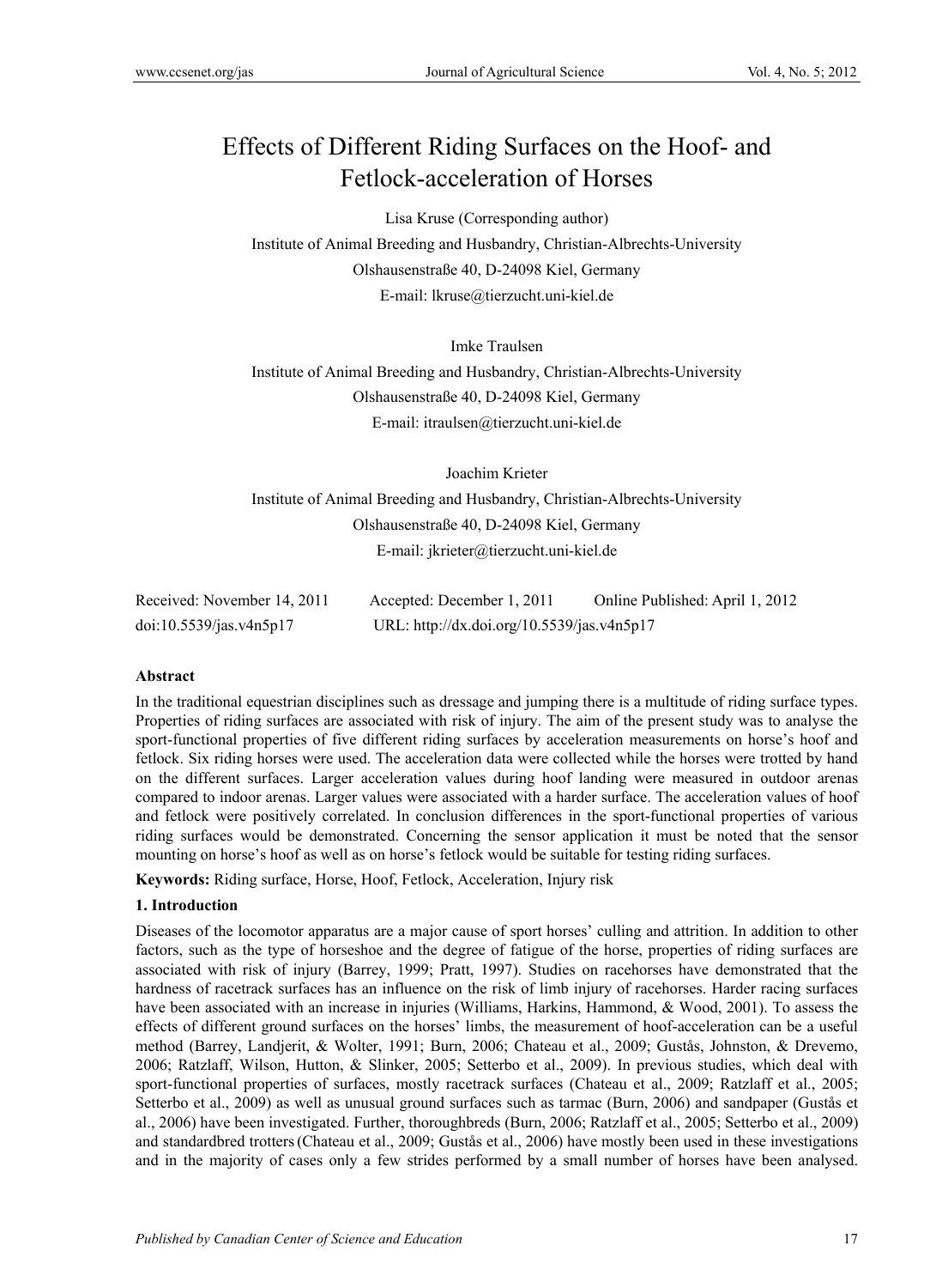# Effects of Different Riding Surfaces on the Hoof- and Fetlock-acceleration of Horses

Lisa Kruse (Corresponding author)

Institute of Animal Breeding and Husbandry, Christian-Albrechts-University

Olshausenstraße 40, D-24098 Kiel, Germany

E-mail: lkruse@tierzucht.uni-kiel.de

Imke Traulsen

Institute of Animal Breeding and Husbandry, Christian-Albrechts-University

Olshausenstraße 40, D-24098 Kiel, Germany

E-mail: itraulsen@tierzucht.uni-kiel.de

Joachim Krieter

Institute of Animal Breeding and Husbandry, Christian-Albrechts-University

Olshausenstraße 40, D-24098 Kiel, Germany

E-mail: jkrieter@tierzucht.uni-kiel.de

Received: November 14, 2011 Accepted: December 1, 2011 Online Published: April 1, 2012

doi:10.5539/jas.v4n5p17 URL: http://dx.doi.org/10.5539/jas.v4n5p17

**Abstract**

In the traditional equestrian disciplines such as dressage and jumping there is a multitude of riding surface types. Properties of riding surfaces are associated with risk of injury. The aim of the present study was to analyse the sport-functional properties of five different riding surfaces by acceleration measurements on horse's hoof and fetlock. Six riding horses were used. The acceleration data were collected while the horses were trotted by hand on the different surfaces. Larger acceleration values during hoof landing were measured in outdoor arenas compared to indoor arenas. Larger values were associated with a harder surface. The acceleration values of hoof and fetlock were positively correlated. In conclusion differences in the sport-functional properties of various riding surfaces would be demonstrated. Concerning the sensor application it must be noted that the sensor mounting on horse's hoof as well as on horse's fetlock would be suitable for testing riding surfaces.

**Keywords:** Riding surface, Horse, Hoof, Fetlock, Acceleration, Injury risk

## 1. Introduction

Diseases of the locomotor apparatus are a major cause of sport horses' culling and attrition. In addition to other factors, such as the type of horseshoe and the degree of fatigue of the horse, properties of riding surfaces are associated with risk of injury (Barrey, 1999; Pratt, 1997). Studies on racehorses have demonstrated that the hardness of racetrack surfaces has an influence on the risk of limb injury of racehorses. Harder racing surfaces have been associated with an increase in injuries (Williams, Harkins, Hammond, & Wood, 2001). To assess the effects of different ground surfaces on the horses' limbs, the measurement of hoof-acceleration can be a useful method (Barrey, Landjerit, & Wolter, 1991; Burn, 2006; Chateau et al., 2009; Gustås, Johnston, & Drevemo, 2006; Ratzlaff, Wilson, Hutton, & Slinker, 2005; Setterbo et al., 2009). In previous studies, which deal with sport-functional properties of surfaces, mostly racetrack surfaces (Chateau et al., 2009; Ratzlaff et al., 2005; Setterbo et al., 2009) as well as unusual ground surfaces such as tarmac (Burn, 2006) and sandpaper (Gustås et al., 2006) have been investigated. Further, thoroughbreds (Burn, 2006; Ratzlaff et al., 2005; Setterbo et al., 2009) and standardbred trotters (Chateau et al., 2009; Gustås et al., 2006) have mostly been used in these investigations and in the majority of cases only a few strides performed by a small number of horses have been analysed.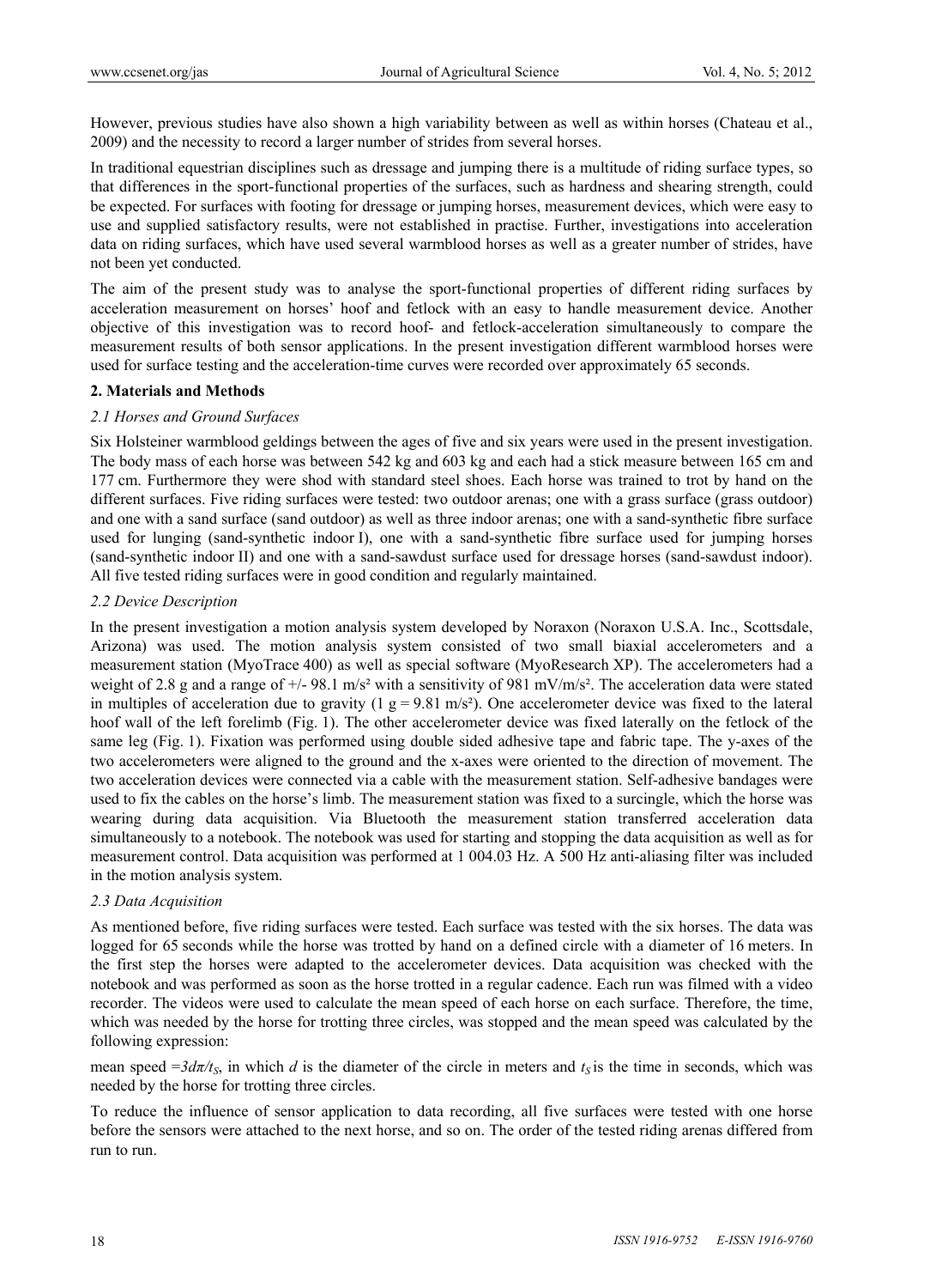However, previous studies have also shown a high variability between as well as within horses (Chateau et al., 2009) and the necessity to record a larger number of strides from several horses.

In traditional equestrian disciplines such as dressage and jumping there is a multitude of riding surface types, so that differences in the sport-functional properties of the surfaces, such as hardness and shearing strength, could be expected. For surfaces with footing for dressage or jumping horses, measurement devices, which were easy to use and supplied satisfactory results, were not established in practise. Further, investigations into acceleration data on riding surfaces, which have used several warmblood horses as well as a greater number of strides, have not been yet conducted.

The aim of the present study was to analyse the sport-functional properties of different riding surfaces by acceleration measurement on horses' hoof and fetlock with an easy to handle measurement device. Another objective of this investigation was to record hoof- and fetlock-acceleration simultaneously to compare the measurement results of both sensor applications. In the present investigation different warmblood horses were used for surface testing and the acceleration-time curves were recorded over approximately 65 seconds.

## 2. Materials and Methods

### *2.1 Horses and Ground Surfaces*

Six Holsteiner warmblood geldings between the ages of five and six years were used in the present investigation. The body mass of each horse was between 542 kg and 603 kg and each had a stick measure between 165 cm and 177 cm. Furthermore they were shod with standard steel shoes. Each horse was trained to trot by hand on the different surfaces. Five riding surfaces were tested: two outdoor arenas; one with a grass surface (grass outdoor) and one with a sand surface (sand outdoor) as well as three indoor arenas; one with a sand-synthetic fibre surface used for lunging (sand-synthetic indoor I), one with a sand-synthetic fibre surface used for jumping horses (sand-synthetic indoor II) and one with a sand-sawdust surface used for dressage horses (sand-sawdust indoor). All five tested riding surfaces were in good condition and regularly maintained.

### *2.2 Device Description*

In the present investigation a motion analysis system developed by Noraxon (Noraxon U.S.A. Inc., Scottsdale, Arizona) was used. The motion analysis system consisted of two small biaxial accelerometers and a measurement station (MyoTrace 400) as well as special software (MyoResearch XP). The accelerometers had a weight of 2.8 g and a range of +/- 98.1 m/s² with a sensitivity of 981 mV/m/s². The acceleration data were stated in multiples of acceleration due to gravity (1 g = 9.81 m/s²). One accelerometer device was fixed to the lateral hoof wall of the left forelimb (Fig. 1). The other accelerometer device was fixed laterally on the fetlock of the same leg (Fig. 1). Fixation was performed using double sided adhesive tape and fabric tape. The y-axes of the two accelerometers were aligned to the ground and the x-axes were oriented to the direction of movement. The two acceleration devices were connected via a cable with the measurement station. Self-adhesive bandages were used to fix the cables on the horse's limb. The measurement station was fixed to a surcingle, which the horse was wearing during data acquisition. Via Bluetooth the measurement station transferred acceleration data simultaneously to a notebook. The notebook was used for starting and stopping the data acquisition as well as for measurement control. Data acquisition was performed at 1 004.03 Hz. A 500 Hz anti-aliasing filter was included in the motion analysis system.

### *2.3 Data Acquisition*

As mentioned before, five riding surfaces were tested. Each surface was tested with the six horses. The data was logged for 65 seconds while the horse was trotted by hand on a defined circle with a diameter of 16 meters. In the first step the horses were adapted to the accelerometer devices. Data acquisition was checked with the notebook and was performed as soon as the horse trotted in a regular cadence. Each run was filmed with a video recorder. The videos were used to calculate the mean speed of each horse on each surface. Therefore, the time, which was needed by the horse for trotting three circles, was stopped and the mean speed was calculated by the following expression:

mean speed $=3d\pi/t_S$, in which $d$ is the diameter of the circle in meters and $t_S$ is the time in seconds, which was needed by the horse for trotting three circles.

To reduce the influence of sensor application to data recording, all five surfaces were tested with one horse before the sensors were attached to the next horse, and so on. The order of the tested riding arenas differed from run to run.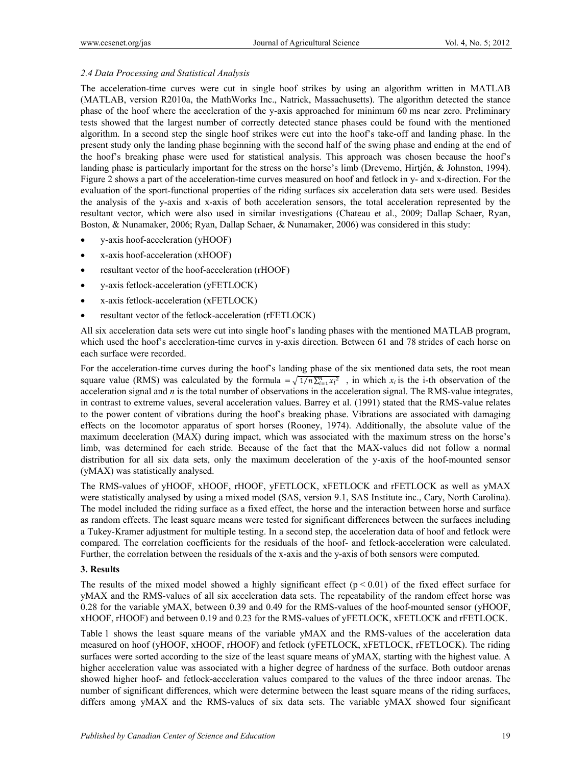### 2.4 Data Processing and Statistical Analysis

The acceleration-time curves were cut in single hoof strikes by using an algorithm written in MATLAB (MATLAB, version R2010a, the MathWorks Inc., Natrick, Massachusetts). The algorithm detected the stance phase of the hoof where the acceleration of the y-axis approached for minimum 60 ms near zero. Preliminary tests showed that the largest number of correctly detected stance phases could be found with the mentioned algorithm. In a second step the single hoof strikes were cut into the hoof's take-off and landing phase. In the present study only the landing phase beginning with the second half of the swing phase and ending at the end of the hoof's breaking phase were used for statistical analysis. This approach was chosen because the hoof's landing phase is particularly important for the stress on the horse's limb (Drevemo, Hirtjén, & Johnston, 1994). Figure 2 shows a part of the acceleration-time curves measured on hoof and fetlock in y- and x-direction. For the evaluation of the sport-functional properties of the riding surfaces six acceleration data sets were used. Besides the analysis of the y-axis and x-axis of both acceleration sensors, the total acceleration represented by the resultant vector, which were also used in similar investigations (Chateau et al., 2009; Dallap Schaer, Ryan, Boston, & Nunamaker, 2006; Ryan, Dallap Schaer, & Nunamaker, 2006) was considered in this study:

- y-axis hoof-acceleration (yHOOF)
- x-axis hoof-acceleration (xHOOF)
- resultant vector of the hoof-acceleration (rHOOF)
- y-axis fetlock-acceleration (yFETLOCK)
- x-axis fetlock-acceleration (xFETLOCK)
- resultant vector of the fetlock-acceleration (rFETLOCK)

All six acceleration data sets were cut into single hoof's landing phases with the mentioned MATLAB program, which used the hoof's acceleration-time curves in y-axis direction. Between 61 and 78 strides of each horse on each surface were recorded.

For the acceleration-time curves during the hoof's landing phase of the six mentioned data sets, the root mean square value (RMS) was calculated by the formula $= \sqrt{1/n \sum_{i=1}^{n} x_i^2}$ , in which $x_i$ is the i-th observation of the acceleration signal and $n$ is the total number of observations in the acceleration signal. The RMS-value integrates, in contrast to extreme values, several acceleration values. Barrey et al. (1991) stated that the RMS-value relates to the power content of vibrations during the hoof's breaking phase. Vibrations are associated with damaging effects on the locomotor apparatus of sport horses (Rooney, 1974). Additionally, the absolute value of the maximum deceleration (MAX) during impact, which was associated with the maximum stress on the horse's limb, was determined for each stride. Because of the fact that the MAX-values did not follow a normal distribution for all six data sets, only the maximum deceleration of the y-axis of the hoof-mounted sensor (yMAX) was statistically analysed.

The RMS-values of yHOOF, xHOOF, rHOOF, yFETLOCK, xFETLOCK and rFETLOCK as well as yMAX were statistically analysed by using a mixed model (SAS, version 9.1, SAS Institute inc., Cary, North Carolina). The model included the riding surface as a fixed effect, the horse and the interaction between horse and surface as random effects. The least square means were tested for significant differences between the surfaces including a Tukey-Kramer adjustment for multiple testing. In a second step, the acceleration data of hoof and fetlock were compared. The correlation coefficients for the residuals of the hoof- and fetlock-acceleration were calculated. Further, the correlation between the residuals of the x-axis and the y-axis of both sensors were computed.

## 3. Results

The results of the mixed model showed a highly significant effect ($p < 0.01$) of the fixed effect surface for yMAX and the RMS-values of all six acceleration data sets. The repeatability of the random effect horse was 0.28 for the variable yMAX, between 0.39 and 0.49 for the RMS-values of the hoof-mounted sensor (yHOOF, xHOOF, rHOOF) and between 0.19 and 0.23 for the RMS-values of yFETLOCK, xFETLOCK and rFETLOCK.

Table 1 shows the least square means of the variable yMAX and the RMS-values of the acceleration data measured on hoof (yHOOF, xHOOF, rHOOF) and fetlock (yFETLOCK, xFETLOCK, rFETLOCK). The riding surfaces were sorted according to the size of the least square means of yMAX, starting with the highest value. A higher acceleration value was associated with a higher degree of hardness of the surface. Both outdoor arenas showed higher hoof- and fetlock-acceleration values compared to the values of the three indoor arenas. The number of significant differences, which were determine between the least square means of the riding surfaces, differs among yMAX and the RMS-values of six data sets. The variable yMAX showed four significant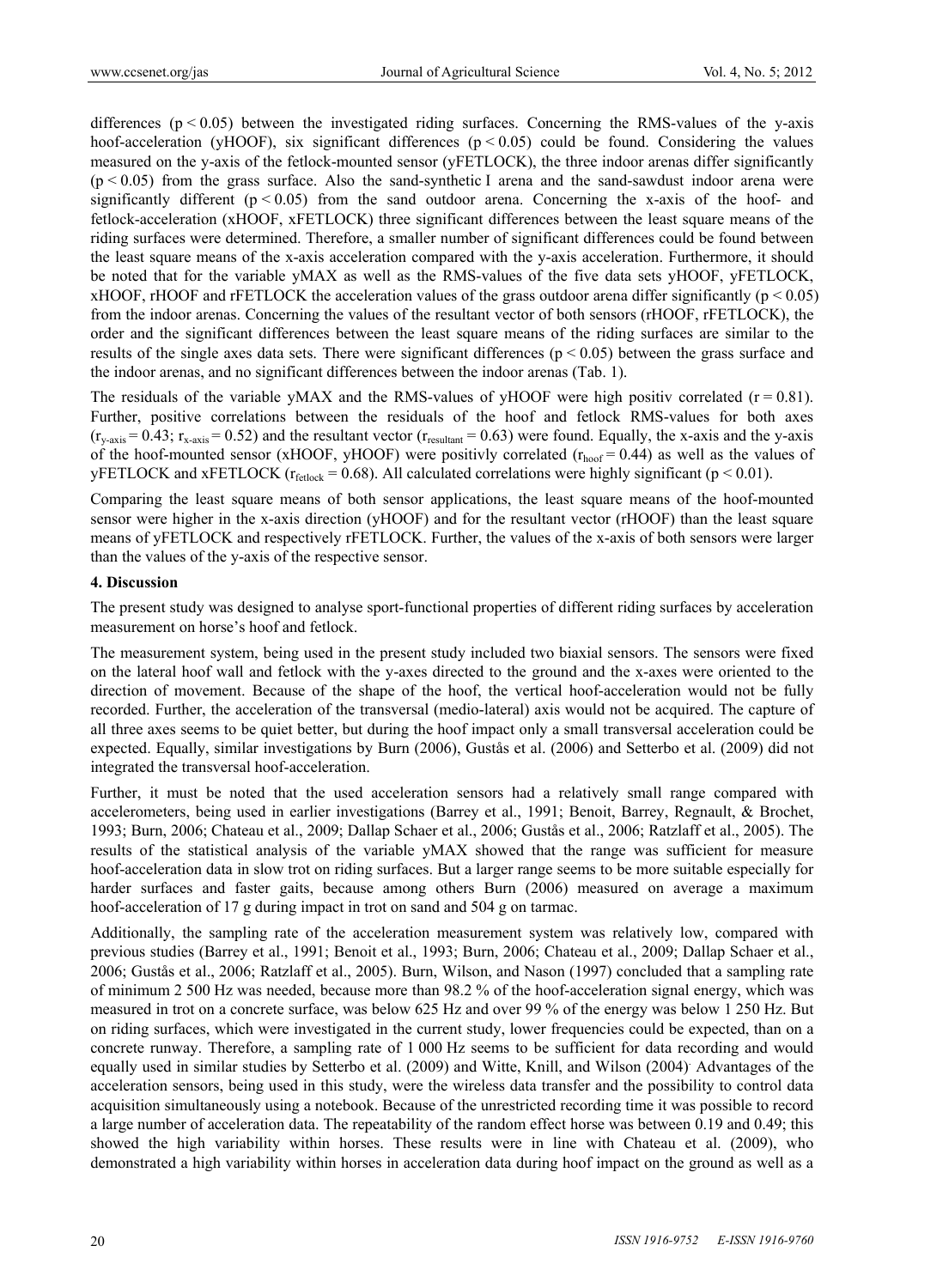differences ($p < 0.05$) between the investigated riding surfaces. Concerning the RMS-values of the y-axis hoof-acceleration (yHOOF), six significant differences ($p < 0.05$) could be found. Considering the values measured on the y-axis of the fetlock-mounted sensor (yFETLOCK), the three indoor arenas differ significantly ($p < 0.05$) from the grass surface. Also the sand-synthetic I arena and the sand-sawdust indoor arena were significantly different ($p < 0.05$) from the sand outdoor arena. Concerning the x-axis of the hoof- and fetlock-acceleration (xHOOF, xFETLOCK) three significant differences between the least square means of the riding surfaces were determined. Therefore, a smaller number of significant differences could be found between the least square means of the x-axis acceleration compared with the y-axis acceleration. Furthermore, it should be noted that for the variable yMAX as well as the RMS-values of the five data sets yHOOF, yFETLOCK, xHOOF, rHOOF and rFETLOCK the acceleration values of the grass outdoor arena differ significantly ($p < 0.05$) from the indoor arenas. Concerning the values of the resultant vector of both sensors (rHOOF, rFETLOCK), the order and the significant differences between the least square means of the riding surfaces are similar to the results of the single axes data sets. There were significant differences ($p < 0.05$) between the grass surface and the indoor arenas, and no significant differences between the indoor arenas (Tab. 1).

The residuals of the variable yMAX and the RMS-values of yHOOF were high positiv correlated ($r = 0.81$). Further, positive correlations between the residuals of the hoof and fetlock RMS-values for both axes ($r_{y\text{-axis}} = 0.43$; $r_{x\text{-axis}} = 0.52$) and the resultant vector ($r_{resultant} = 0.63$) were found. Equally, the x-axis and the y-axis of the hoof-mounted sensor (xHOOF, yHOOF) were positivly correlated ($r_{hoof} = 0.44$) as well as the values of yFETLOCK and xFETLOCK ($r_{fetlock} = 0.68$). All calculated correlations were highly significant ($p < 0.01$).

Comparing the least square means of both sensor applications, the least square means of the hoof-mounted sensor were higher in the x-axis direction (yHOOF) and for the resultant vector (rHOOF) than the least square means of yFETLOCK and respectively rFETLOCK. Further, the values of the x-axis of both sensors were larger than the values of the y-axis of the respective sensor.

## 4. Discussion

The present study was designed to analyse sport-functional properties of different riding surfaces by acceleration measurement on horse's hoof and fetlock.

The measurement system, being used in the present study included two biaxial sensors. The sensors were fixed on the lateral hoof wall and fetlock with the y-axes directed to the ground and the x-axes were oriented to the direction of movement. Because of the shape of the hoof, the vertical hoof-acceleration would not be fully recorded. Further, the acceleration of the transversal (medio-lateral) axis would not be acquired. The capture of all three axes seems to be quiet better, but during the hoof impact only a small transversal acceleration could be expected. Equally, similar investigations by Burn (2006), Gustås et al. (2006) and Setterbo et al. (2009) did not integrated the transversal hoof-acceleration.

Further, it must be noted that the used acceleration sensors had a relatively small range compared with accelerometers, being used in earlier investigations (Barrey et al., 1991; Benoit, Barrey, Regnault, & Brochet, 1993; Burn, 2006; Chateau et al., 2009; Dallap Schaer et al., 2006; Gustås et al., 2006; Ratzlaff et al., 2005). The results of the statistical analysis of the variable yMAX showed that the range was sufficient for measure hoof-acceleration data in slow trot on riding surfaces. But a larger range seems to be more suitable especially for harder surfaces and faster gaits, because among others Burn (2006) measured on average a maximum hoof-acceleration of 17 g during impact in trot on sand and 504 g on tarmac.

Additionally, the sampling rate of the acceleration measurement system was relatively low, compared with previous studies (Barrey et al., 1991; Benoit et al., 1993; Burn, 2006; Chateau et al., 2009; Dallap Schaer et al., 2006; Gustås et al., 2006; Ratzlaff et al., 2005). Burn, Wilson, and Nason (1997) concluded that a sampling rate of minimum 2 500 Hz was needed, because more than 98.2 % of the hoof-acceleration signal energy, which was measured in trot on a concrete surface, was below 625 Hz and over 99 % of the energy was below 1 250 Hz. But on riding surfaces, which were investigated in the current study, lower frequencies could be expected, than on a concrete runway. Therefore, a sampling rate of 1 000 Hz seems to be sufficient for data recording and would equally used in similar studies by Setterbo et al. (2009) and Witte, Knill, and Wilson (2004). Advantages of the acceleration sensors, being used in this study, were the wireless data transfer and the possibility to control data acquisition simultaneously using a notebook. Because of the unrestricted recording time it was possible to record a large number of acceleration data. The repeatability of the random effect horse was between 0.19 and 0.49; this showed the high variability within horses. These results were in line with Chateau et al. (2009), who demonstrated a high variability within horses in acceleration data during hoof impact on the ground as well as a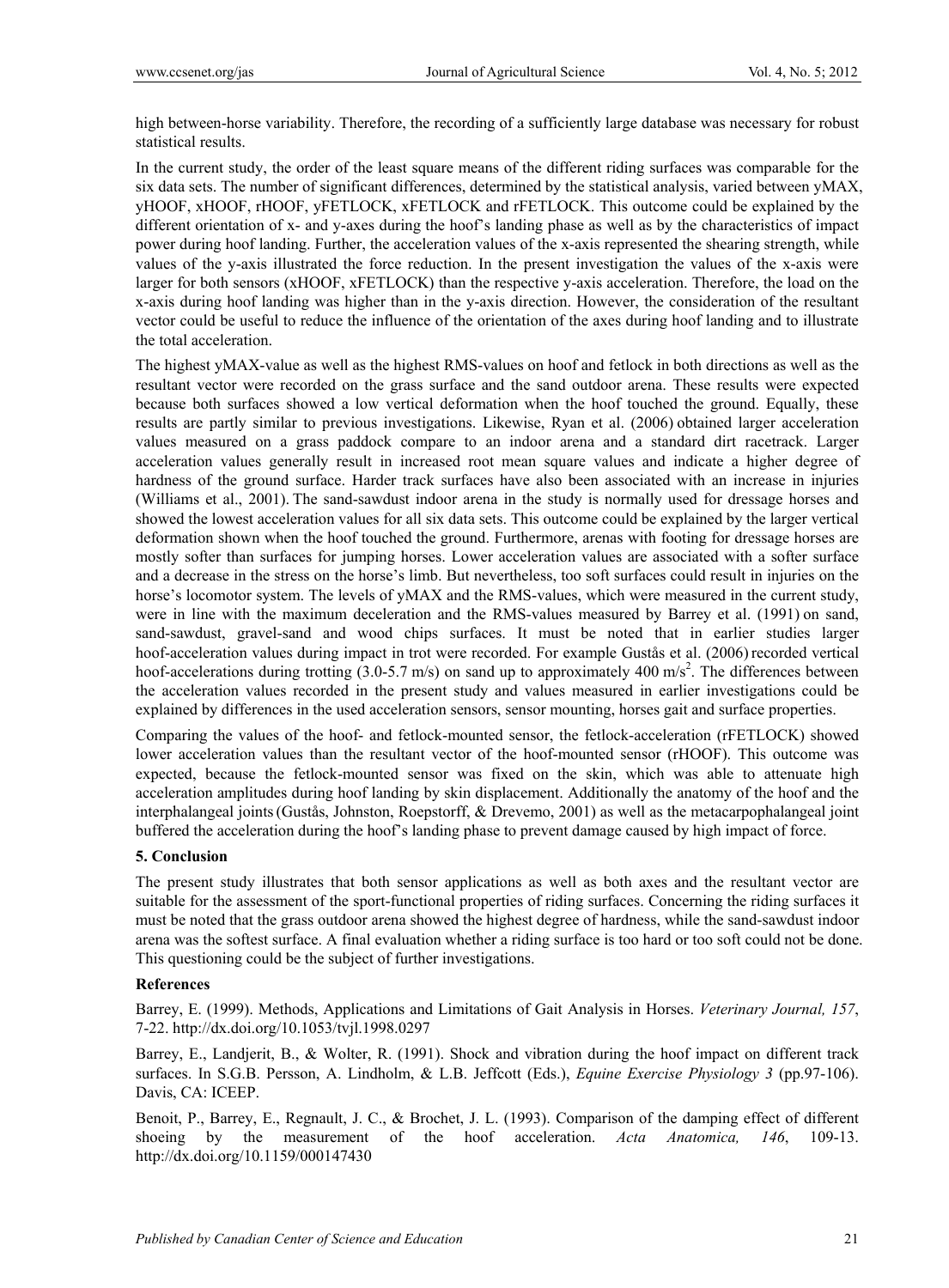high between-horse variability. Therefore, the recording of a sufficiently large database was necessary for robust statistical results.

In the current study, the order of the least square means of the different riding surfaces was comparable for the six data sets. The number of significant differences, determined by the statistical analysis, varied between yMAX, yHOOF, xHOOF, rHOOF, yFETLOCK, xFETLOCK and rFETLOCK. This outcome could be explained by the different orientation of x- and y-axes during the hoof's landing phase as well as by the characteristics of impact power during hoof landing. Further, the acceleration values of the x-axis represented the shearing strength, while values of the y-axis illustrated the force reduction. In the present investigation the values of the x-axis were larger for both sensors (xHOOF, xFETLOCK) than the respective y-axis acceleration. Therefore, the load on the x-axis during hoof landing was higher than in the y-axis direction. However, the consideration of the resultant vector could be useful to reduce the influence of the orientation of the axes during hoof landing and to illustrate the total acceleration.

The highest yMAX-value as well as the highest RMS-values on hoof and fetlock in both directions as well as the resultant vector were recorded on the grass surface and the sand outdoor arena. These results were expected because both surfaces showed a low vertical deformation when the hoof touched the ground. Equally, these results are partly similar to previous investigations. Likewise, Ryan et al. (2006) obtained larger acceleration values measured on a grass paddock compare to an indoor arena and a standard dirt racetrack. Larger acceleration values generally result in increased root mean square values and indicate a higher degree of hardness of the ground surface. Harder track surfaces have also been associated with an increase in injuries (Williams et al., 2001). The sand-sawdust indoor arena in the study is normally used for dressage horses and showed the lowest acceleration values for all six data sets. This outcome could be explained by the larger vertical deformation shown when the hoof touched the ground. Furthermore, arenas with footing for dressage horses are mostly softer than surfaces for jumping horses. Lower acceleration values are associated with a softer surface and a decrease in the stress on the horse's limb. But nevertheless, too soft surfaces could result in injuries on the horse's locomotor system. The levels of yMAX and the RMS-values, which were measured in the current study, were in line with the maximum deceleration and the RMS-values measured by Barrey et al. (1991) on sand, sand-sawdust, gravel-sand and wood chips surfaces. It must be noted that in earlier studies larger hoof-acceleration values during impact in trot were recorded. For example Gustås et al. (2006) recorded vertical hoof-accelerations during trotting (3.0-5.7 m/s) on sand up to approximately 400 $m/s^2$. The differences between the acceleration values recorded in the present study and values measured in earlier investigations could be explained by differences in the used acceleration sensors, sensor mounting, horses gait and surface properties.

Comparing the values of the hoof- and fetlock-mounted sensor, the fetlock-acceleration (rFETLOCK) showed lower acceleration values than the resultant vector of the hoof-mounted sensor (rHOOF). This outcome was expected, because the fetlock-mounted sensor was fixed on the skin, which was able to attenuate high acceleration amplitudes during hoof landing by skin displacement. Additionally the anatomy of the hoof and the interphalangeal joints (Gustås, Johnston, Roepstorff, & Drevemo, 2001) as well as the metacarpophalangeal joint buffered the acceleration during the hoof's landing phase to prevent damage caused by high impact of force.

## 5. Conclusion

The present study illustrates that both sensor applications as well as both axes and the resultant vector are suitable for the assessment of the sport-functional properties of riding surfaces. Concerning the riding surfaces it must be noted that the grass outdoor arena showed the highest degree of hardness, while the sand-sawdust indoor arena was the softest surface. A final evaluation whether a riding surface is too hard or too soft could not be done. This questioning could be the subject of further investigations.

## References

Barrey, E. (1999). Methods, Applications and Limitations of Gait Analysis in Horses. *Veterinary Journal, 157*, 7-22. http://dx.doi.org/10.1053/tvjl.1998.0297

Barrey, E., Landjerit, B., & Wolter, R. (1991). Shock and vibration during the hoof impact on different track surfaces. In S.G.B. Persson, A. Lindholm, & L.B. Jeffcott (Eds.), *Equine Exercise Physiology 3* (pp.97-106). Davis, CA: ICEEP.

Benoit, P., Barrey, E., Regnault, J. C., & Brochet, J. L. (1993). Comparison of the damping effect of different shoeing by the measurement of the hoof acceleration. *Acta Anatomica, 146*, 109-13. http://dx.doi.org/10.1159/000147430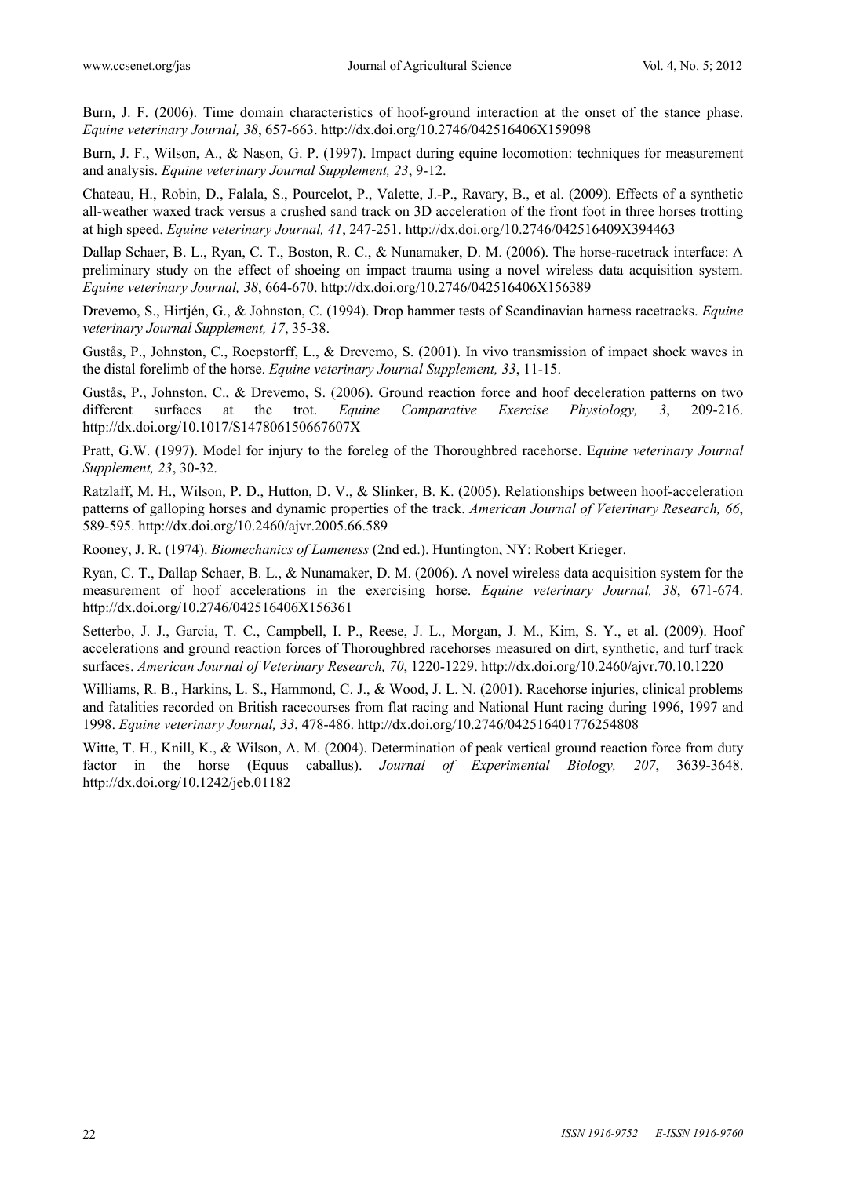Burn, J. F. (2006). Time domain characteristics of hoof-ground interaction at the onset of the stance phase. *Equine veterinary Journal, 38*, 657-663. http://dx.doi.org/10.2746/042516406X159098

Burn, J. F., Wilson, A., & Nason, G. P. (1997). Impact during equine locomotion: techniques for measurement and analysis. *Equine veterinary Journal Supplement, 23*, 9-12.

Chateau, H., Robin, D., Falala, S., Pourcelot, P., Valette, J.-P., Ravary, B., et al. (2009). Effects of a synthetic all-weather waxed track versus a crushed sand track on 3D acceleration of the front foot in three horses trotting at high speed. *Equine veterinary Journal, 41*, 247-251. http://dx.doi.org/10.2746/042516409X394463

Dallap Schaer, B. L., Ryan, C. T., Boston, R. C., & Nunamaker, D. M. (2006). The horse-racetrack interface: A preliminary study on the effect of shoeing on impact trauma using a novel wireless data acquisition system. *Equine veterinary Journal, 38*, 664-670. http://dx.doi.org/10.2746/042516406X156389

Drevemo, S., Hirtjén, G., & Johnston, C. (1994). Drop hammer tests of Scandinavian harness racetracks. *Equine veterinary Journal Supplement, 17*, 35-38.

Gustås, P., Johnston, C., Roepstorff, L., & Drevemo, S. (2001). In vivo transmission of impact shock waves in the distal forelimb of the horse. *Equine veterinary Journal Supplement, 33*, 11-15.

Gustås, P., Johnston, C., & Drevemo, S. (2006). Ground reaction force and hoof deceleration patterns on two different surfaces at the trot. *Equine Comparative Exercise Physiology, 3*, 209-216. http://dx.doi.org/10.1017/S147806150667607X

Pratt, G.W. (1997). Model for injury to the foreleg of the Thoroughbred racehorse. E*quine veterinary Journal Supplement, 23*, 30-32.

Ratzlaff, M. H., Wilson, P. D., Hutton, D. V., & Slinker, B. K. (2005). Relationships between hoof-acceleration patterns of galloping horses and dynamic properties of the track. *American Journal of Veterinary Research, 66*, 589-595. http://dx.doi.org/10.2460/ajvr.2005.66.589

Rooney, J. R. (1974). *Biomechanics of Lameness* (2nd ed.). Huntington, NY: Robert Krieger.

Ryan, C. T., Dallap Schaer, B. L., & Nunamaker, D. M. (2006). A novel wireless data acquisition system for the measurement of hoof accelerations in the exercising horse. *Equine veterinary Journal, 38*, 671-674. http://dx.doi.org/10.2746/042516406X156361

Setterbo, J. J., Garcia, T. C., Campbell, I. P., Reese, J. L., Morgan, J. M., Kim, S. Y., et al. (2009). Hoof accelerations and ground reaction forces of Thoroughbred racehorses measured on dirt, synthetic, and turf track surfaces. *American Journal of Veterinary Research, 70*, 1220-1229. http://dx.doi.org/10.2460/ajvr.70.10.1220

Williams, R. B., Harkins, L. S., Hammond, C. J., & Wood, J. L. N. (2001). Racehorse injuries, clinical problems and fatalities recorded on British racecourses from flat racing and National Hunt racing during 1996, 1997 and 1998. *Equine veterinary Journal, 33*, 478-486. http://dx.doi.org/10.2746/042516401776254808

Witte, T. H., Knill, K., & Wilson, A. M. (2004). Determination of peak vertical ground reaction force from duty factor in the horse (Equus caballus). *Journal of Experimental Biology, 207*, 3639-3648. http://dx.doi.org/10.1242/jeb.01182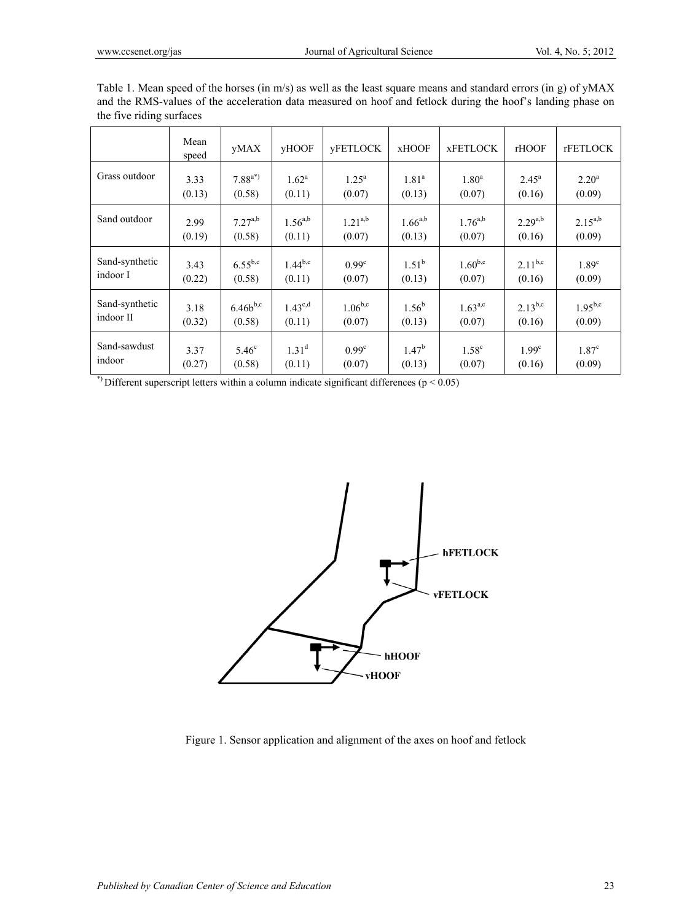Table 1. Mean speed of the horses (in m/s) as well as the least square means and standard errors (in g) of yMAX and the RMS-values of the acceleration data measured on hoof and fetlock during the hoof's landing phase on the five riding surfaces

| | Mean speed | yMAX | yHOOF | yFETLOCK | xHOOF | xFETLOCK | rHOOF | rFETLOCK |
|---|---|---|---|---|---|---|---|---|
| Grass outdoor | 3.33 (0.13) | 7.88[a*)] (0.58) | 1.62[a] (0.11) | 1.25[a] (0.07) | 1.81[a] (0.13) | 1.80[a] (0.07) | 2.45[a] (0.16) | 2.20[a] (0.09) |
| Sand outdoor | 2.99 (0.19) | 7.27[a,b] (0.58) | 1.56[a,b] (0.11) | 1.21[a,b] (0.07) | 1.66[a,b] (0.13) | 1.76[a,b] (0.07) | 2.29[a,b] (0.16) | 2.15[a,b] (0.09) |
| Sand-synthetic indoor I | 3.43 (0.22) | 6.55[b,c] (0.58) | 1.44[b,c] (0.11) | 0.99[c] (0.07) | 1.51[b] (0.13) | 1.60[b,c] (0.07) | 2.11[b,c] (0.16) | 1.89[c] (0.09) |
| Sand-synthetic indoor II | 3.18 (0.32) | 6.46b[b,c] (0.58) | 1.43[c,d] (0.11) | 1.06[b,c] (0.07) | 1.56[b] (0.13) | 1.63[a,c] (0.07) | 2.13[b,c] (0.16) | 1.95[b,c] (0.09) |
| Sand-sawdust indoor | 3.37 (0.27) | 5.46[c] (0.58) | 1.31[d] (0.11) | 0.99[c] (0.07) | 1.47[b] (0.13) | 1.58[c] (0.07) | 1.99[c] (0.16) | 1.87[c] (0.09) |

[*)] Different superscript letters within a column indicate significant differences ($p < 0.05$)

Figure 1. Sensor application and alignment of the axes on hoof and fetlock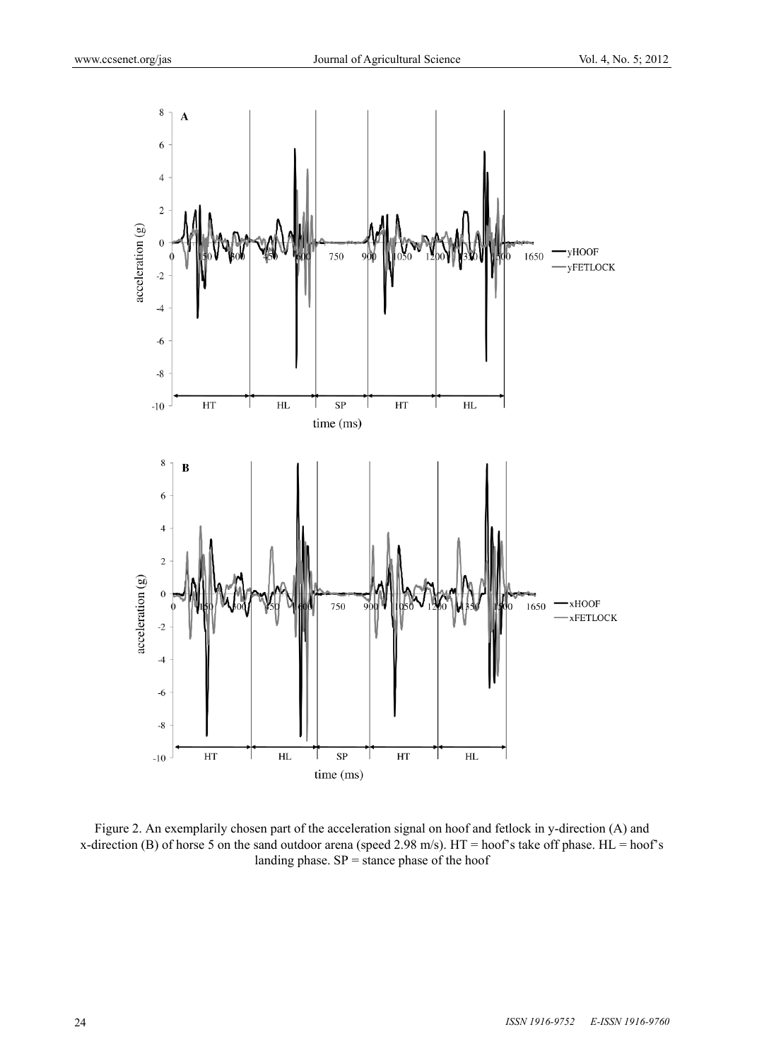A

8
6
4
2
0
-2
-4
-6
-8
-10

acceleration (g)

0 150 300 450 600 750 900 1050 1200 1350 1500 1650

yHOOF
yFETLOCK

HT HL SP HT HL

time (ms)

B

8
6
4
2
0
-2
-4
-6
-8
-10

acceleration (g)

0 150 300 450 600 750 900 1050 1200 1350 1500 1650

xHOOF
xFETLOCK

HT HL SP HT HL

time (ms)

Figure 2. An exemplarily chosen part of the acceleration signal on hoof and fetlock in y-direction (A) and x-direction (B) of horse 5 on the sand outdoor arena (speed 2.98 m/s). HT = hoof's take off phase. HL = hoof's landing phase. SP = stance phase of the hoof